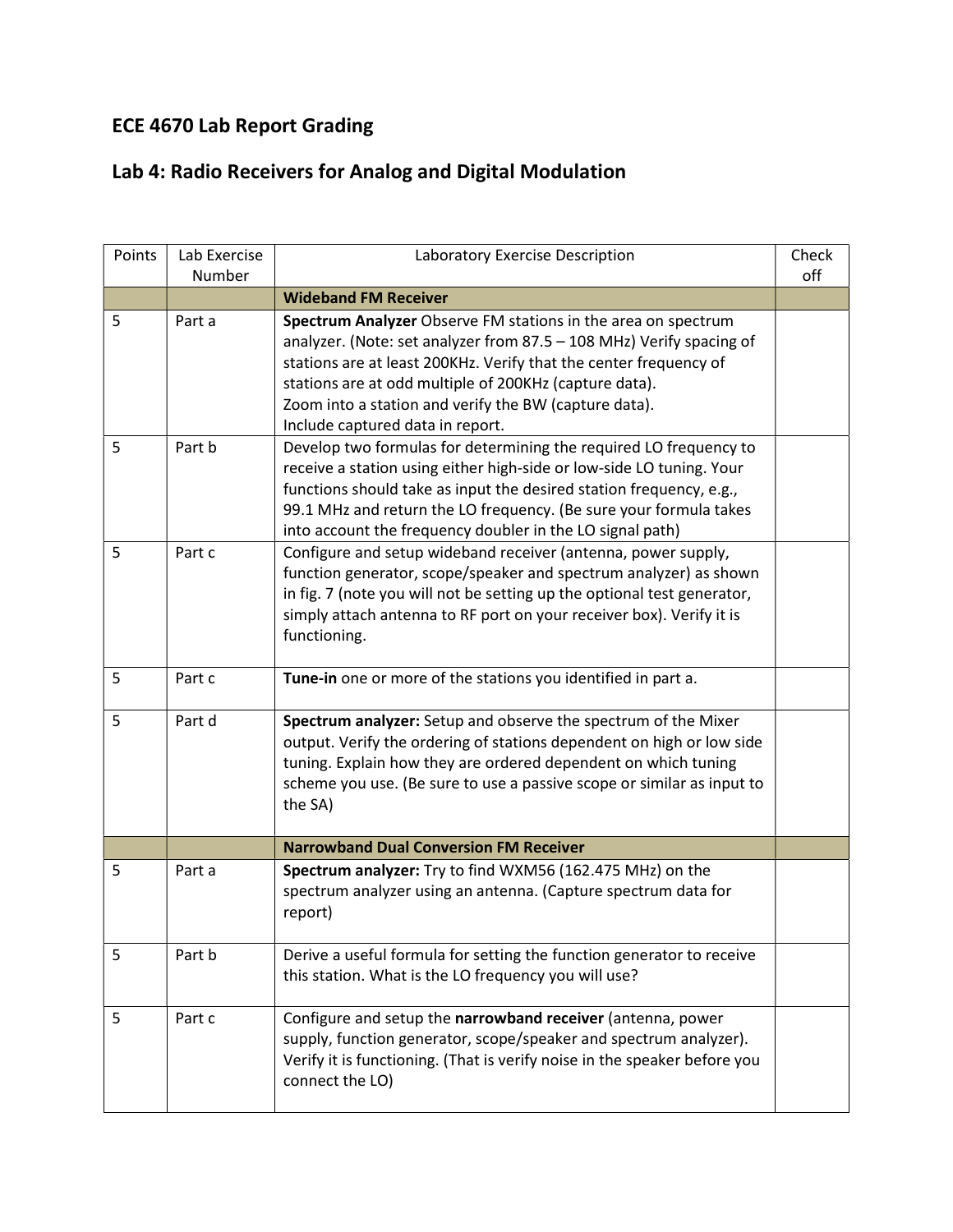# ECE 4670 Lab Report Grading

# Lab 4: Radio Receivers for Analog and Digital Modulation

| Points | Lab Exercise Number | Laboratory Exercise Description | Check off |
|---|---|---|---|
| | | **Wideband FM Receiver** | |
| 5 | Part a | **Spectrum Analyzer** Observe FM stations in the area on spectrum analyzer. (Note: set analyzer from 87.5 – 108 MHz) Verify spacing of stations are at least 200KHz. Verify that the center frequency of stations are at odd multiple of 200KHz (capture data). Zoom into a station and verify the BW (capture data). Include captured data in report. | |
| 5 | Part b | Develop two formulas for determining the required LO frequency to receive a station using either high-side or low-side LO tuning. Your functions should take as input the desired station frequency, e.g., 99.1 MHz and return the LO frequency. (Be sure your formula takes into account the frequency doubler in the LO signal path) | |
| 5 | Part c | Configure and setup wideband receiver (antenna, power supply, function generator, scope/speaker and spectrum analyzer) as shown in fig. 7 (note you will not be setting up the optional test generator, simply attach antenna to RF port on your receiver box). Verify it is functioning. | |
| 5 | Part c | **Tune-in** one or more of the stations you identified in part a. | |
| 5 | Part d | **Spectrum analyzer:** Setup and observe the spectrum of the Mixer output. Verify the ordering of stations dependent on high or low side tuning. Explain how they are ordered dependent on which tuning scheme you use. (Be sure to use a passive scope or similar as input to the SA) | |
| | | **Narrowband Dual Conversion FM Receiver** | |
| 5 | Part a | **Spectrum analyzer:** Try to find WXM56 (162.475 MHz) on the spectrum analyzer using an antenna. (Capture spectrum data for report) | |
| 5 | Part b | Derive a useful formula for setting the function generator to receive this station. What is the LO frequency you will use? | |
| 5 | Part c | Configure and setup the **narrowband receiver** (antenna, power supply, function generator, scope/speaker and spectrum analyzer). Verify it is functioning. (That is verify noise in the speaker before you connect the LO) | |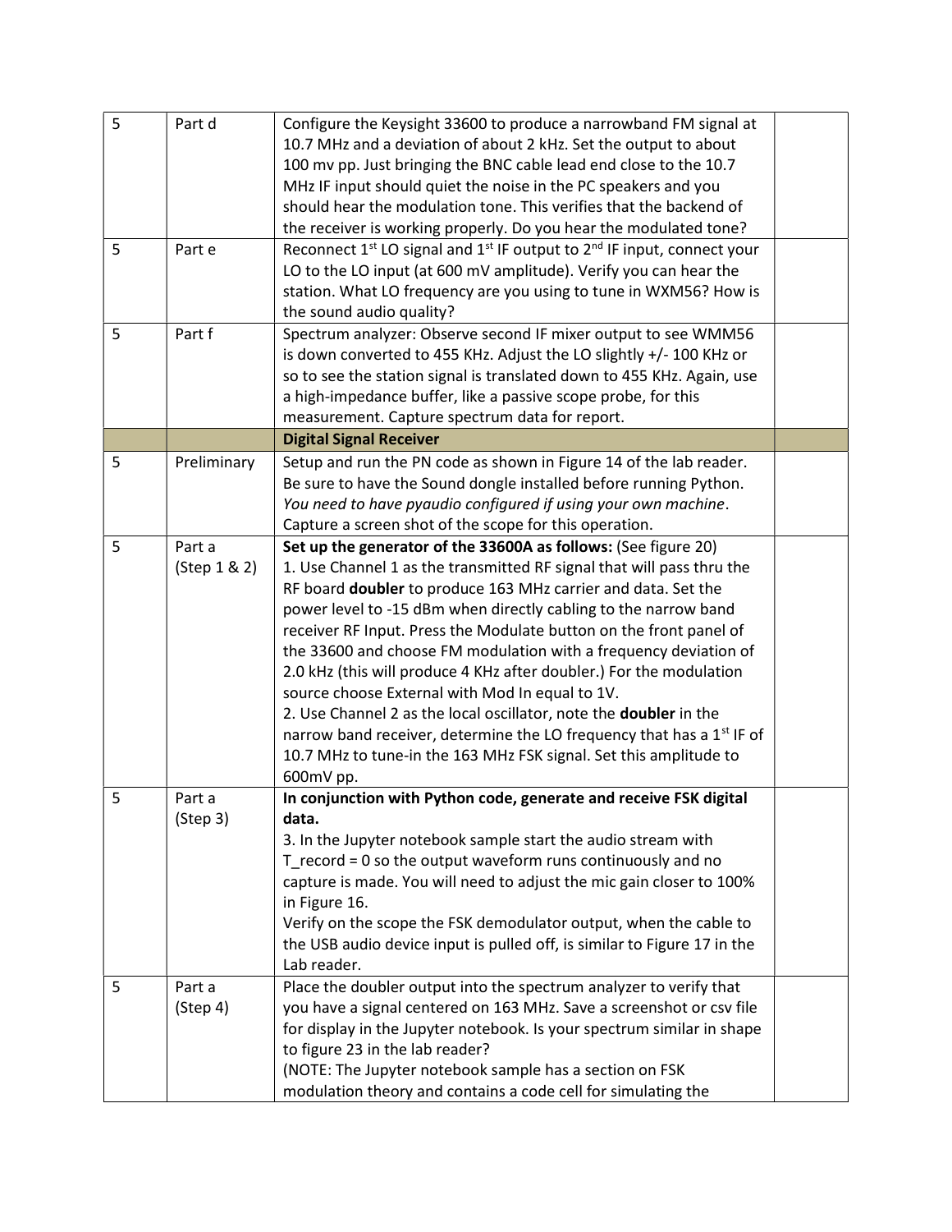| 5 | Part d | Configure the Keysight 33600 to produce a narrowband FM signal at 10.7 MHz and a deviation of about 2 kHz. Set the output to about 100 mv pp. Just bringing the BNC cable lead end close to the 10.7 MHz IF input should quiet the noise in the PC speakers and you should hear the modulation tone. This verifies that the backend of the receiver is working properly. Do you hear the modulated tone? | |
|---|---|---|---|
| 5 | Part e | Reconnect 1st LO signal and 1st IF output to 2nd IF input, connect your LO to the LO input (at 600 mV amplitude). Verify you can hear the station. What LO frequency are you using to tune in WXM56? How is the sound audio quality? | |
| 5 | Part f | Spectrum analyzer: Observe second IF mixer output to see WMM56 is down converted to 455 KHz. Adjust the LO slightly +/- 100 KHz or so to see the station signal is translated down to 455 KHz. Again, use a high-impedance buffer, like a passive scope probe, for this measurement. Capture spectrum data for report. | |
| | | **Digital Signal Receiver** | |
| 5 | Preliminary | Setup and run the PN code as shown in Figure 14 of the lab reader. Be sure to have the Sound dongle installed before running Python. *You need to have pyaudio configured if using your own machine*. Capture a screen shot of the scope for this operation. | |
| 5 | Part a (Step 1 & 2) | **Set up the generator of the 33600A as follows:** (See figure 20)<br>1. Use Channel 1 as the transmitted RF signal that will pass thru the RF board **doubler** to produce 163 MHz carrier and data. Set the power level to -15 dBm when directly cabling to the narrow band receiver RF Input. Press the Modulate button on the front panel of the 33600 and choose FM modulation with a frequency deviation of 2.0 kHz (this will produce 4 KHz after doubler.) For the modulation source choose External with Mod In equal to 1V.<br>2. Use Channel 2 as the local oscillator, note the **doubler** in the narrow band receiver, determine the LO frequency that has a 1st IF of 10.7 MHz to tune-in the 163 MHz FSK signal. Set this amplitude to 600mV pp. | |
| 5 | Part a (Step 3) | **In conjunction with Python code, generate and receive FSK digital data.**<br>3. In the Jupyter notebook sample start the audio stream with T_record = 0 so the output waveform runs continuously and no capture is made. You will need to adjust the mic gain closer to 100% in Figure 16.<br>Verify on the scope the FSK demodulator output, when the cable to the USB audio device input is pulled off, is similar to Figure 17 in the Lab reader. | |
| 5 | Part a (Step 4) | Place the doubler output into the spectrum analyzer to verify that you have a signal centered on 163 MHz. Save a screenshot or csv file for display in the Jupyter notebook. Is your spectrum similar in shape to figure 23 in the lab reader?<br>(NOTE: The Jupyter notebook sample has a section on FSK modulation theory and contains a code cell for simulating the | |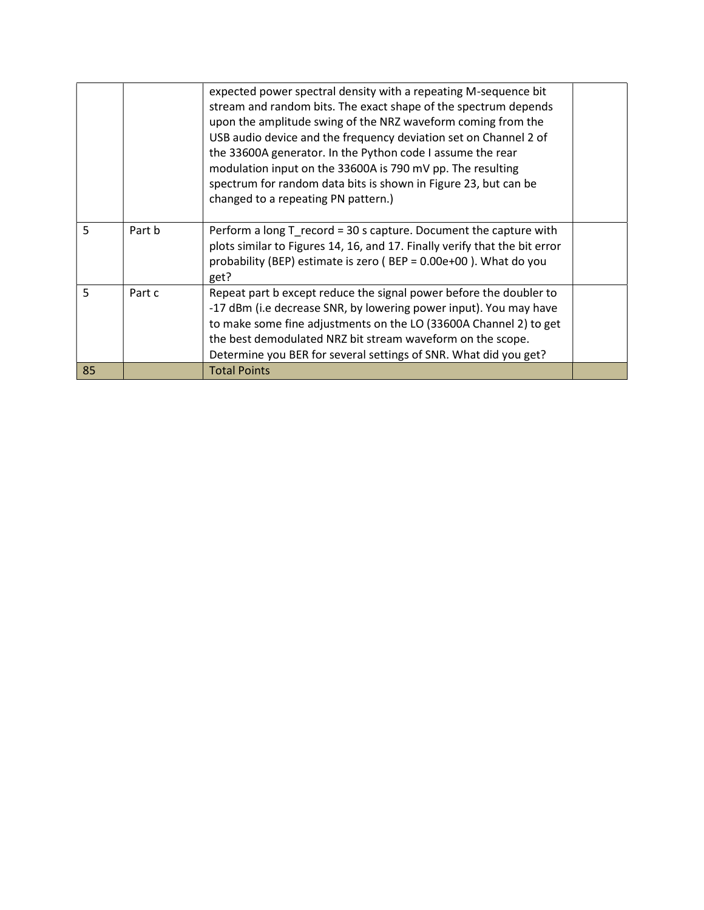| | | | |
|---|---|---|---|
| | | expected power spectral density with a repeating M-sequence bit stream and random bits. The exact shape of the spectrum depends upon the amplitude swing of the NRZ waveform coming from the USB audio device and the frequency deviation set on Channel 2 of the 33600A generator. In the Python code I assume the rear modulation input on the 33600A is 790 mV pp. The resulting spectrum for random data bits is shown in Figure 23, but can be changed to a repeating PN pattern.) | |
| 5 | Part b | Perform a long T_record = 30 s capture. Document the capture with plots similar to Figures 14, 16, and 17. Finally verify that the bit error probability (BEP) estimate is zero ( BEP = 0.00e+00 ). What do you get? | |
| 5 | Part c | Repeat part b except reduce the signal power before the doubler to -17 dBm (i.e decrease SNR, by lowering power input). You may have to make some fine adjustments on the LO (33600A Channel 2) to get the best demodulated NRZ bit stream waveform on the scope. Determine you BER for several settings of SNR. What did you get? | |
| 85 | | Total Points | |